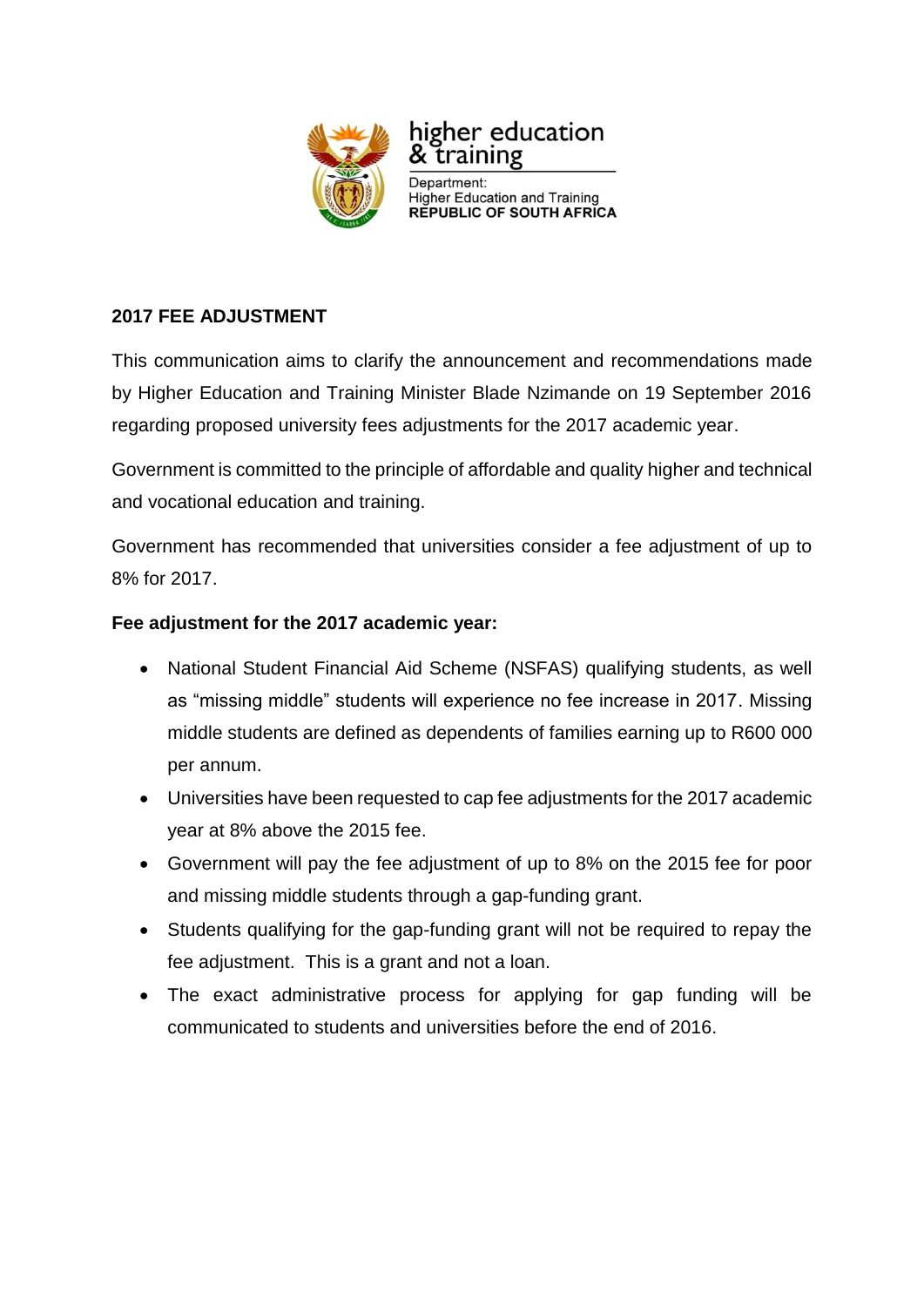higher education
& training

Department:
Higher Education and Training
**REPUBLIC OF SOUTH AFRICA**

## 2017 FEE ADJUSTMENT

This communication aims to clarify the announcement and recommendations made by Higher Education and Training Minister Blade Nzimande on 19 September 2016 regarding proposed university fees adjustments for the 2017 academic year.

Government is committed to the principle of affordable and quality higher and technical and vocational education and training.

Government has recommended that universities consider a fee adjustment of up to 8% for 2017.

### Fee adjustment for the 2017 academic year:

- National Student Financial Aid Scheme (NSFAS) qualifying students, as well as "missing middle" students will experience no fee increase in 2017. Missing middle students are defined as dependents of families earning up to R600 000 per annum.
- Universities have been requested to cap fee adjustments for the 2017 academic year at 8% above the 2015 fee.
- Government will pay the fee adjustment of up to 8% on the 2015 fee for poor and missing middle students through a gap-funding grant.
- Students qualifying for the gap-funding grant will not be required to repay the fee adjustment. This is a grant and not a loan.
- The exact administrative process for applying for gap funding will be communicated to students and universities before the end of 2016.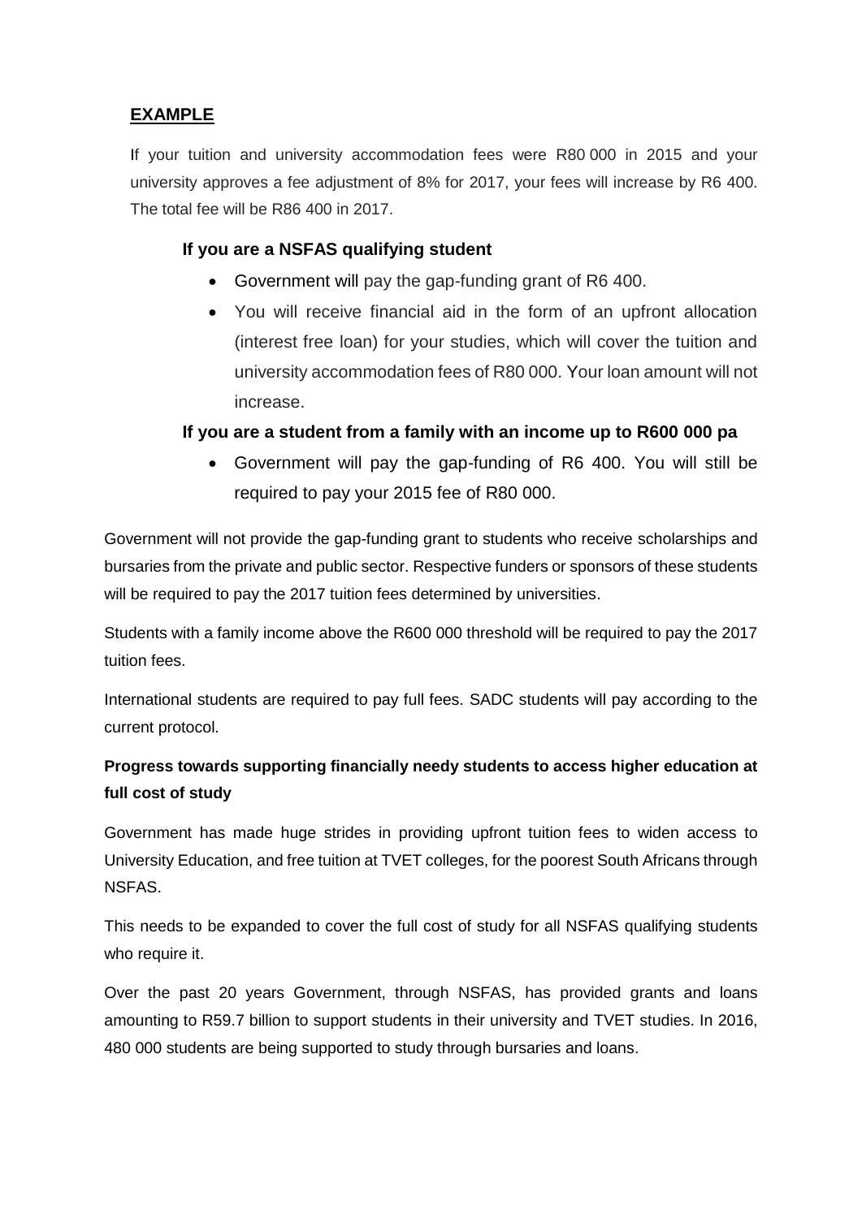## EXAMPLE

If your tuition and university accommodation fees were R80 000 in 2015 and your university approves a fee adjustment of 8% for 2017, your fees will increase by R6 400. The total fee will be R86 400 in 2017.

### If you are a NSFAS qualifying student

- Government will pay the gap-funding grant of R6 400.
- You will receive financial aid in the form of an upfront allocation (interest free loan) for your studies, which will cover the tuition and university accommodation fees of R80 000. Your loan amount will not increase.

### If you are a student from a family with an income up to R600 000 pa

- Government will pay the gap-funding of R6 400. You will still be required to pay your 2015 fee of R80 000.

Government will not provide the gap-funding grant to students who receive scholarships and bursaries from the private and public sector. Respective funders or sponsors of these students will be required to pay the 2017 tuition fees determined by universities.

Students with a family income above the R600 000 threshold will be required to pay the 2017 tuition fees.

International students are required to pay full fees. SADC students will pay according to the current protocol.

**Progress towards supporting financially needy students to access higher education at full cost of study**

Government has made huge strides in providing upfront tuition fees to widen access to University Education, and free tuition at TVET colleges, for the poorest South Africans through NSFAS.

This needs to be expanded to cover the full cost of study for all NSFAS qualifying students who require it.

Over the past 20 years Government, through NSFAS, has provided grants and loans amounting to R59.7 billion to support students in their university and TVET studies. In 2016, 480 000 students are being supported to study through bursaries and loans.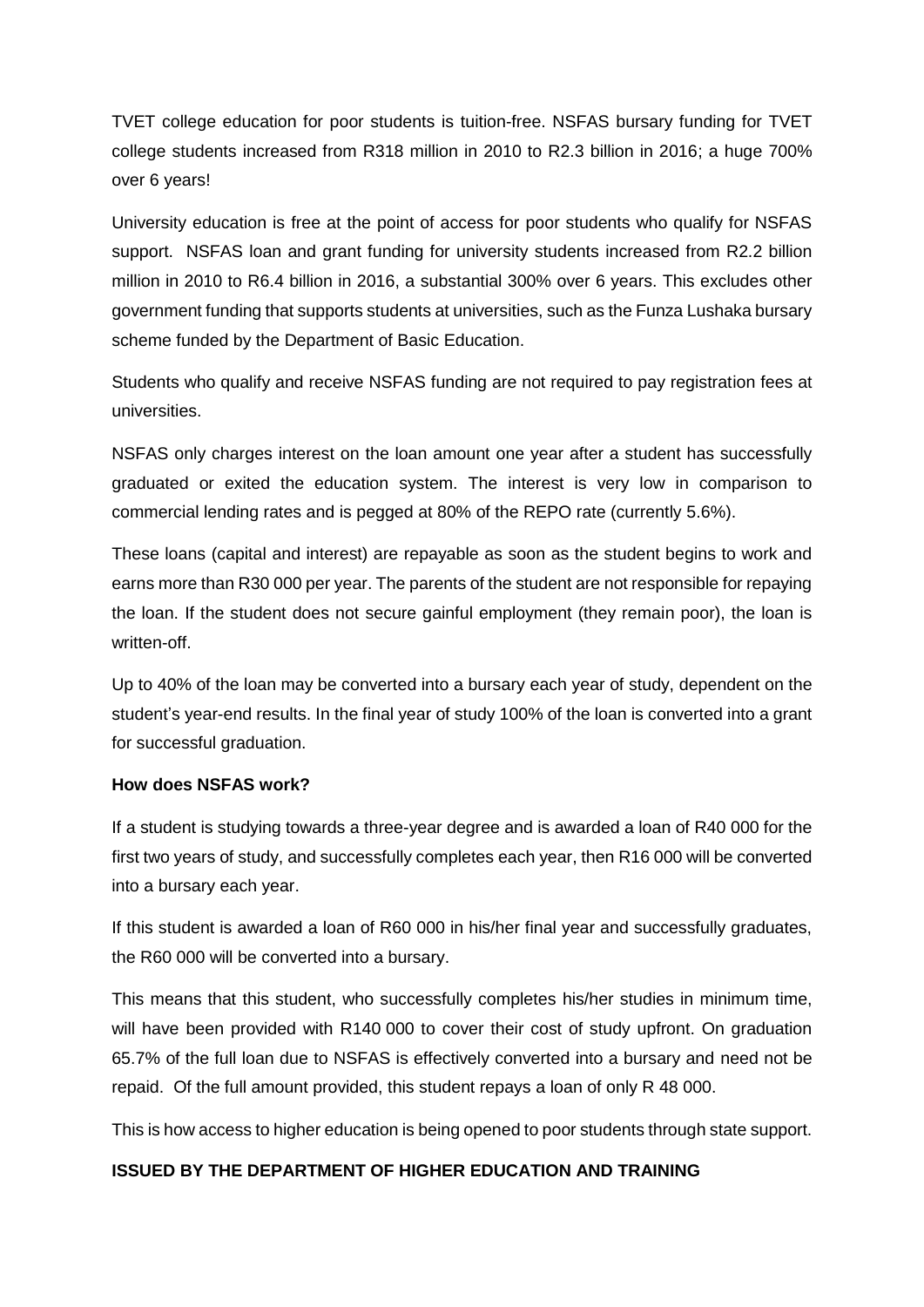TVET college education for poor students is tuition-free. NSFAS bursary funding for TVET college students increased from R318 million in 2010 to R2.3 billion in 2016; a huge 700% over 6 years!

University education is free at the point of access for poor students who qualify for NSFAS support. NSFAS loan and grant funding for university students increased from R2.2 billion million in 2010 to R6.4 billion in 2016, a substantial 300% over 6 years. This excludes other government funding that supports students at universities, such as the Funza Lushaka bursary scheme funded by the Department of Basic Education.

Students who qualify and receive NSFAS funding are not required to pay registration fees at universities.

NSFAS only charges interest on the loan amount one year after a student has successfully graduated or exited the education system. The interest is very low in comparison to commercial lending rates and is pegged at 80% of the REPO rate (currently 5.6%).

These loans (capital and interest) are repayable as soon as the student begins to work and earns more than R30 000 per year. The parents of the student are not responsible for repaying the loan. If the student does not secure gainful employment (they remain poor), the loan is written-off.

Up to 40% of the loan may be converted into a bursary each year of study, dependent on the student's year-end results. In the final year of study 100% of the loan is converted into a grant for successful graduation.

**How does NSFAS work?**

If a student is studying towards a three-year degree and is awarded a loan of R40 000 for the first two years of study, and successfully completes each year, then R16 000 will be converted into a bursary each year.

If this student is awarded a loan of R60 000 in his/her final year and successfully graduates, the R60 000 will be converted into a bursary.

This means that this student, who successfully completes his/her studies in minimum time, will have been provided with R140 000 to cover their cost of study upfront. On graduation 65.7% of the full loan due to NSFAS is effectively converted into a bursary and need not be repaid. Of the full amount provided, this student repays a loan of only R 48 000.

This is how access to higher education is being opened to poor students through state support.

**ISSUED BY THE DEPARTMENT OF HIGHER EDUCATION AND TRAINING**